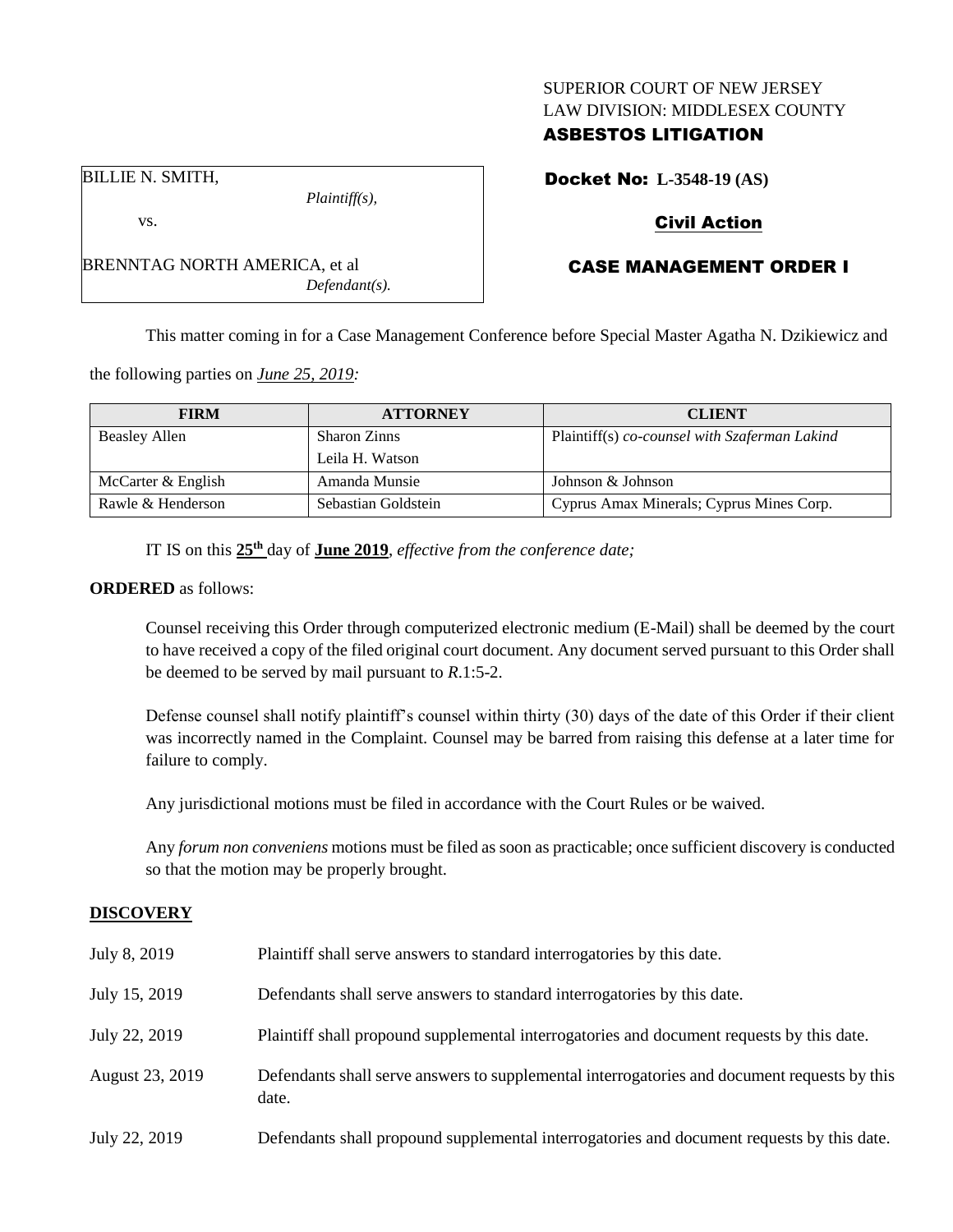SUPERIOR COURT OF NEW JERSEY
LAW DIVISION: MIDDLESEX COUNTY
**ASBESTOS LITIGATION**

BILLIE N. SMITH,
*Plaintiff(s),*

vs.

BRENNTAG NORTH AMERICA, et al
*Defendant(s).*

**Docket No: L-3548-19 (AS)**

**Civil Action**

## CASE MANAGEMENT ORDER I

This matter coming in for a Case Management Conference before Special Master Agatha N. Dzikiewicz and the following parties on *June 25, 2019:*

| FIRM | ATTORNEY | CLIENT |
|---|---|---|
| Beasley Allen | Sharon Zinns<br>Leila H. Watson | Plaintiff(s) *co-counsel with Szaferman Lakind* |
| McCarter & English | Amanda Munsie | Johnson & Johnson |
| Rawle & Henderson | Sebastian Goldstein | Cyprus Amax Minerals; Cyprus Mines Corp. |

IT IS on this **25th** day of **June 2019**, *effective from the conference date;*

**ORDERED** as follows:

Counsel receiving this Order through computerized electronic medium (E-Mail) shall be deemed by the court to have received a copy of the filed original court document. Any document served pursuant to this Order shall be deemed to be served by mail pursuant to *R*.1:5-2.

Defense counsel shall notify plaintiff's counsel within thirty (30) days of the date of this Order if their client was incorrectly named in the Complaint. Counsel may be barred from raising this defense at a later time for failure to comply.

Any jurisdictional motions must be filed in accordance with the Court Rules or be waived.

Any *forum non conveniens* motions must be filed as soon as practicable; once sufficient discovery is conducted so that the motion may be properly brought.

## DISCOVERY

July 8, 2019 — Plaintiff shall serve answers to standard interrogatories by this date.

July 15, 2019 — Defendants shall serve answers to standard interrogatories by this date.

July 22, 2019 — Plaintiff shall propound supplemental interrogatories and document requests by this date.

August 23, 2019 — Defendants shall serve answers to supplemental interrogatories and document requests by this date.

July 22, 2019 — Defendants shall propound supplemental interrogatories and document requests by this date.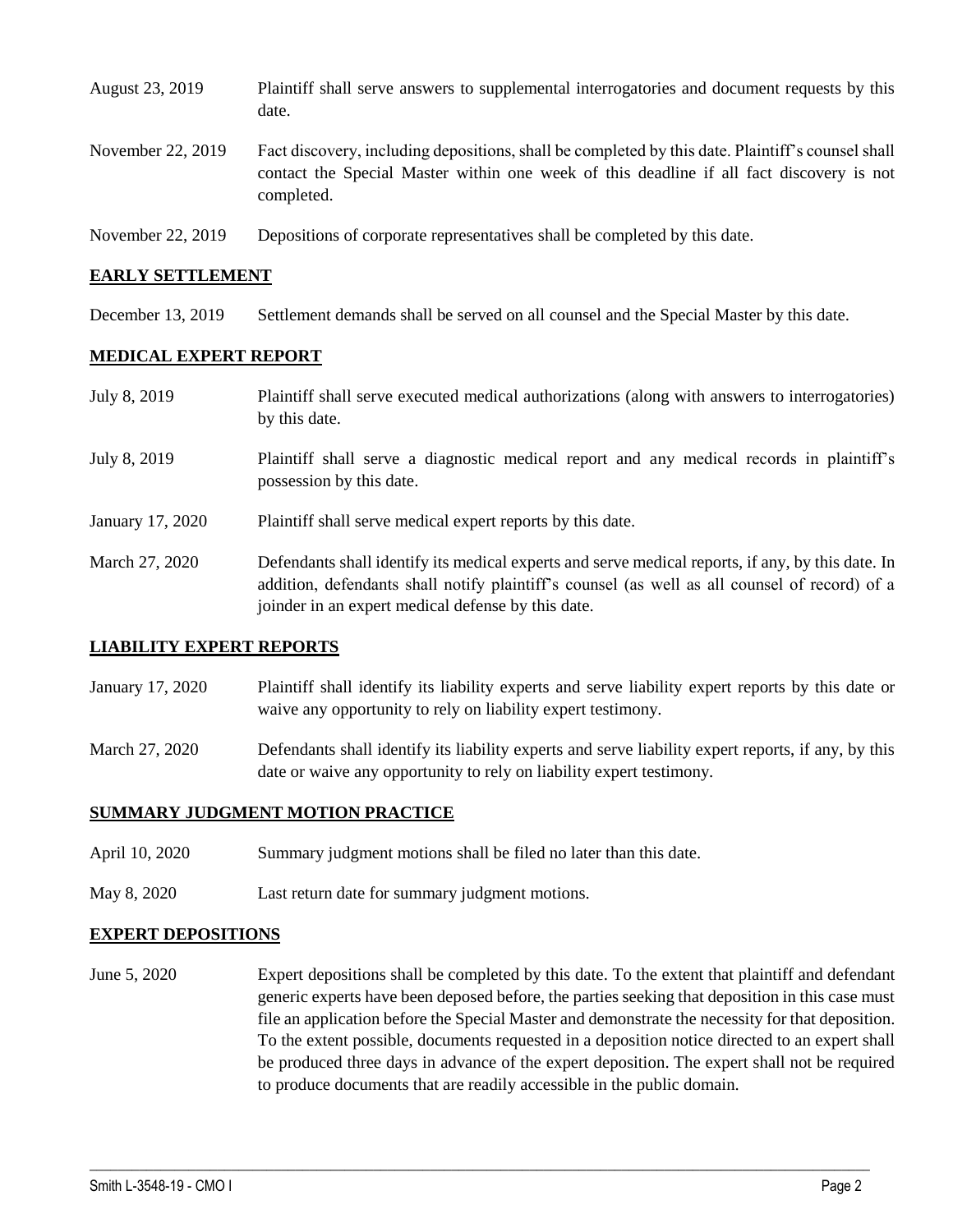| | |
|---|---|
| August 23, 2019 | Plaintiff shall serve answers to supplemental interrogatories and document requests by this date. |
| November 22, 2019 | Fact discovery, including depositions, shall be completed by this date. Plaintiff's counsel shall contact the Special Master within one week of this deadline if all fact discovery is not completed. |
| November 22, 2019 | Depositions of corporate representatives shall be completed by this date. |

## EARLY SETTLEMENT

| | |
|---|---|
| December 13, 2019 | Settlement demands shall be served on all counsel and the Special Master by this date. |

## MEDICAL EXPERT REPORT

| | |
|---|---|
| July 8, 2019 | Plaintiff shall serve executed medical authorizations (along with answers to interrogatories) by this date. |
| July 8, 2019 | Plaintiff shall serve a diagnostic medical report and any medical records in plaintiff's possession by this date. |
| January 17, 2020 | Plaintiff shall serve medical expert reports by this date. |
| March 27, 2020 | Defendants shall identify its medical experts and serve medical reports, if any, by this date. In addition, defendants shall notify plaintiff's counsel (as well as all counsel of record) of a joinder in an expert medical defense by this date. |

## LIABILITY EXPERT REPORTS

| | |
|---|---|
| January 17, 2020 | Plaintiff shall identify its liability experts and serve liability expert reports by this date or waive any opportunity to rely on liability expert testimony. |
| March 27, 2020 | Defendants shall identify its liability experts and serve liability expert reports, if any, by this date or waive any opportunity to rely on liability expert testimony. |

## SUMMARY JUDGMENT MOTION PRACTICE

| | |
|---|---|
| April 10, 2020 | Summary judgment motions shall be filed no later than this date. |
| May 8, 2020 | Last return date for summary judgment motions. |

## EXPERT DEPOSITIONS

| | |
|---|---|
| June 5, 2020 | Expert depositions shall be completed by this date. To the extent that plaintiff and defendant generic experts have been deposed before, the parties seeking that deposition in this case must file an application before the Special Master and demonstrate the necessity for that deposition. To the extent possible, documents requested in a deposition notice directed to an expert shall be produced three days in advance of the expert deposition. The expert shall not be required to produce documents that are readily accessible in the public domain. |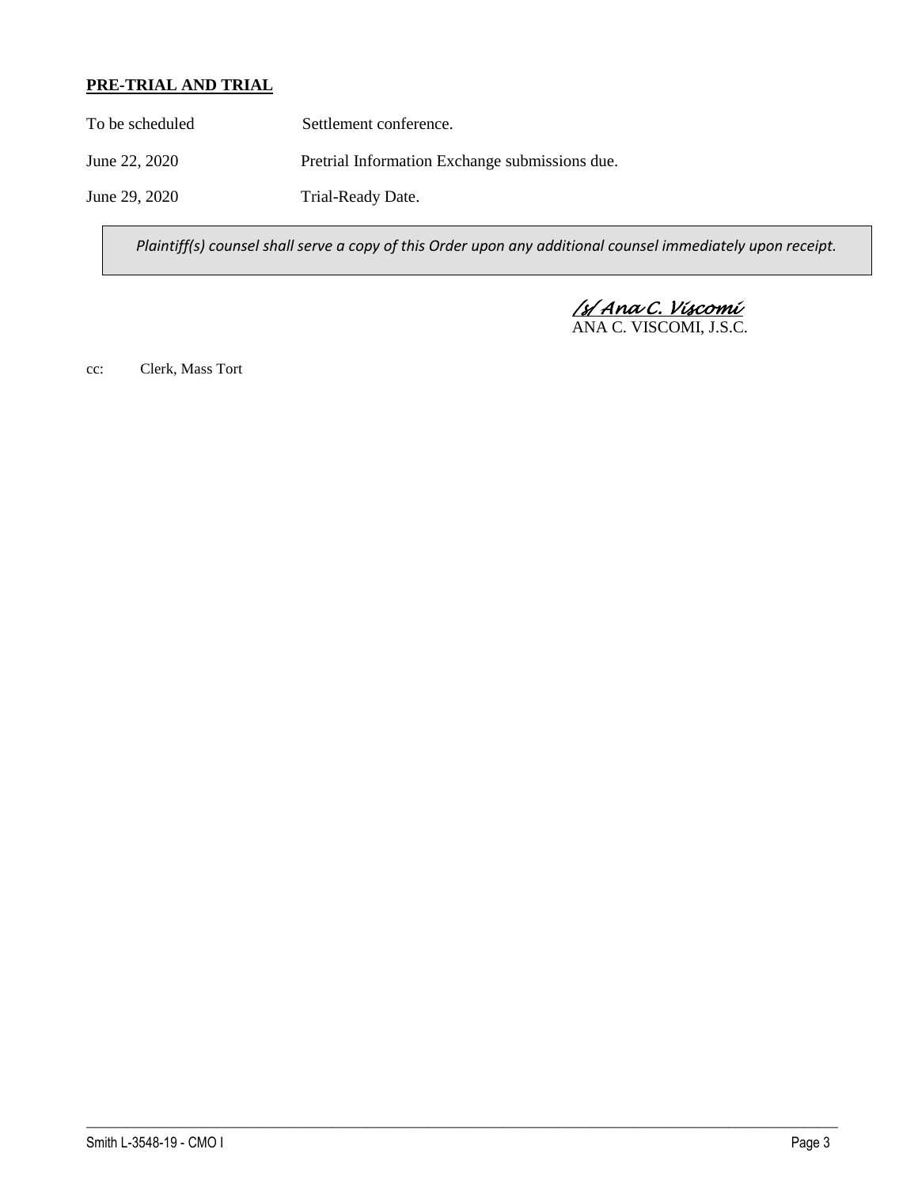**PRE-TRIAL AND TRIAL**

| | |
|---|---|
| To be scheduled | Settlement conference. |
| June 22, 2020 | Pretrial Information Exchange submissions due. |
| June 29, 2020 | Trial-Ready Date. |

*Plaintiff(s) counsel shall serve a copy of this Order upon any additional counsel immediately upon receipt.*

*/s/ Ana C. Viscomi*
ANA C. VISCOMI, J.S.C.

cc: Clerk, Mass Tort